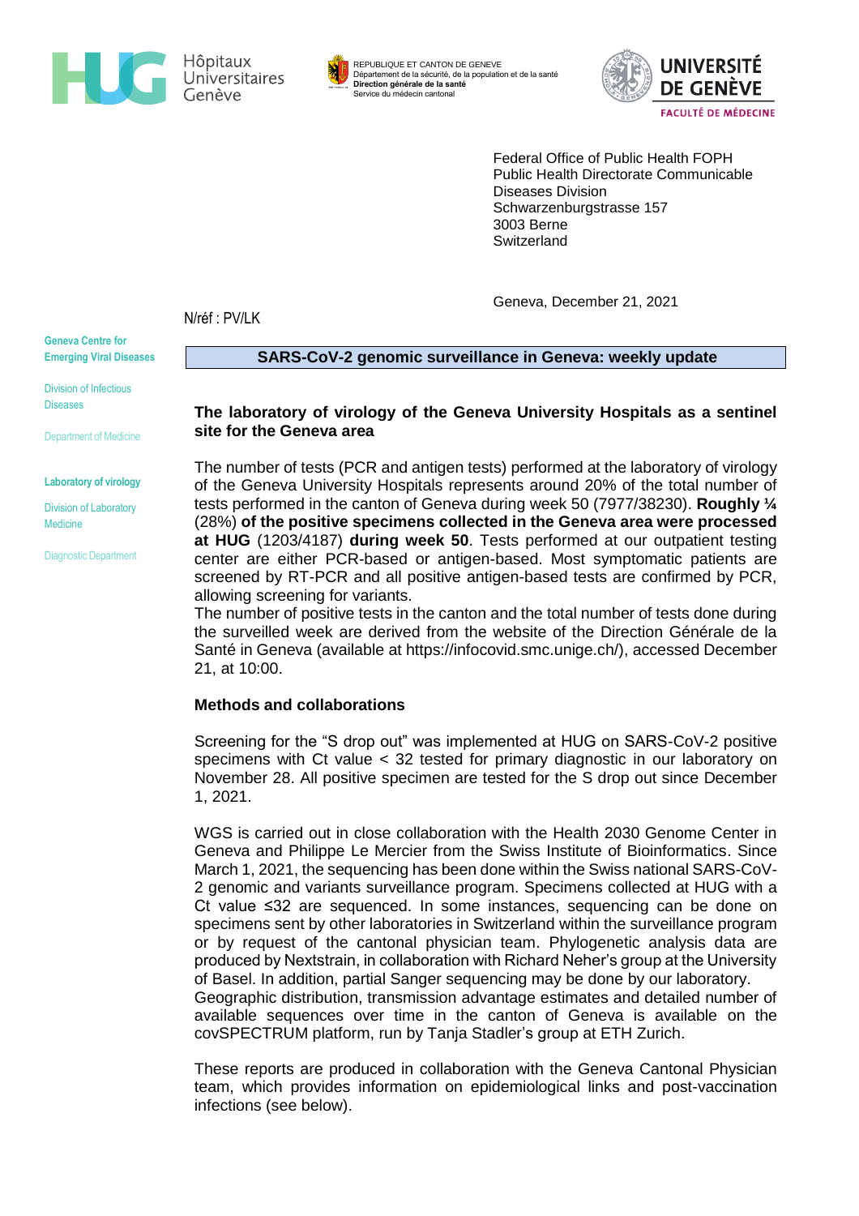Hôpitaux Universitaires Genève

REPUBLIQUE ET CANTON DE GENEVE
Département de la sécurité, de la population et de la santé
**Direction générale de la santé**
Service du médecin cantonal

UNIVERSITÉ DE GENÈVE
FACULTÉ DE MÉDECINE

Federal Office of Public Health FOPH
Public Health Directorate Communicable Diseases Division
Schwarzenburgstrasse 157
3003 Berne
Switzerland

Geneva, December 21, 2021

N/réf : PV/LK

**Geneva Centre for Emerging Viral Diseases**

Division of Infectious Diseases

Department of Medicine

**Laboratory of virology**

Division of Laboratory Medicine

Diagnostic Department

## SARS-CoV-2 genomic surveillance in Geneva: weekly update

### The laboratory of virology of the Geneva University Hospitals as a sentinel site for the Geneva area

The number of tests (PCR and antigen tests) performed at the laboratory of virology of the Geneva University Hospitals represents around 20% of the total number of tests performed in the canton of Geneva during week 50 (7977/38230). **Roughly ¼** (28%) **of the positive specimens collected in the Geneva area were processed at HUG** (1203/4187) **during week 50**. Tests performed at our outpatient testing center are either PCR-based or antigen-based. Most symptomatic patients are screened by RT-PCR and all positive antigen-based tests are confirmed by PCR, allowing screening for variants.
The number of positive tests in the canton and the total number of tests done during the surveilled week are derived from the website of the Direction Générale de la Santé in Geneva (available at https://infocovid.smc.unige.ch/), accessed December 21, at 10:00.

### Methods and collaborations

Screening for the "S drop out" was implemented at HUG on SARS-CoV-2 positive specimens with Ct value < 32 tested for primary diagnostic in our laboratory on November 28. All positive specimen are tested for the S drop out since December 1, 2021.

WGS is carried out in close collaboration with the Health 2030 Genome Center in Geneva and Philippe Le Mercier from the Swiss Institute of Bioinformatics. Since March 1, 2021, the sequencing has been done within the Swiss national SARS-CoV-2 genomic and variants surveillance program. Specimens collected at HUG with a Ct value ≤32 are sequenced. In some instances, sequencing can be done on specimens sent by other laboratories in Switzerland within the surveillance program or by request of the cantonal physician team. Phylogenetic analysis data are produced by Nextstrain, in collaboration with Richard Neher's group at the University of Basel. In addition, partial Sanger sequencing may be done by our laboratory.
Geographic distribution, transmission advantage estimates and detailed number of available sequences over time in the canton of Geneva is available on the covSPECTRUM platform, run by Tanja Stadler's group at ETH Zurich.

These reports are produced in collaboration with the Geneva Cantonal Physician team, which provides information on epidemiological links and post-vaccination infections (see below).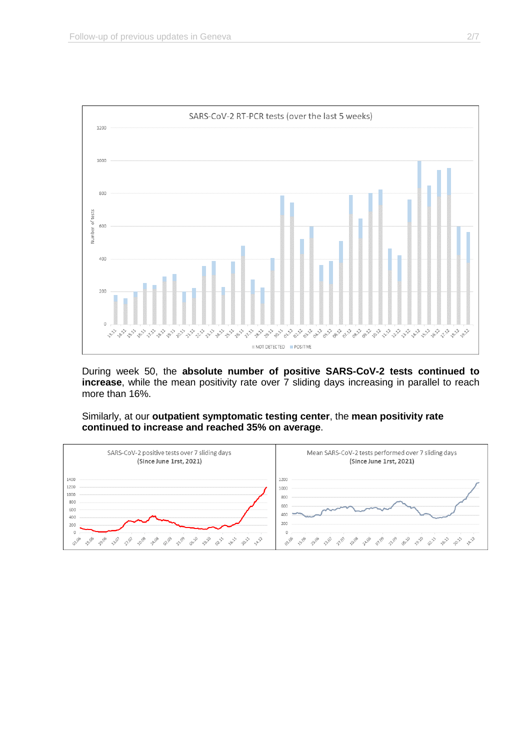During week 50, the **absolute number of positive SARS-CoV-2 tests continued to increase**, while the mean positivity rate over 7 sliding days increasing in parallel to reach more than 16%.

Similarly, at our **outpatient symptomatic testing center**, the **mean positivity rate continued to increase and reached 35% on average**.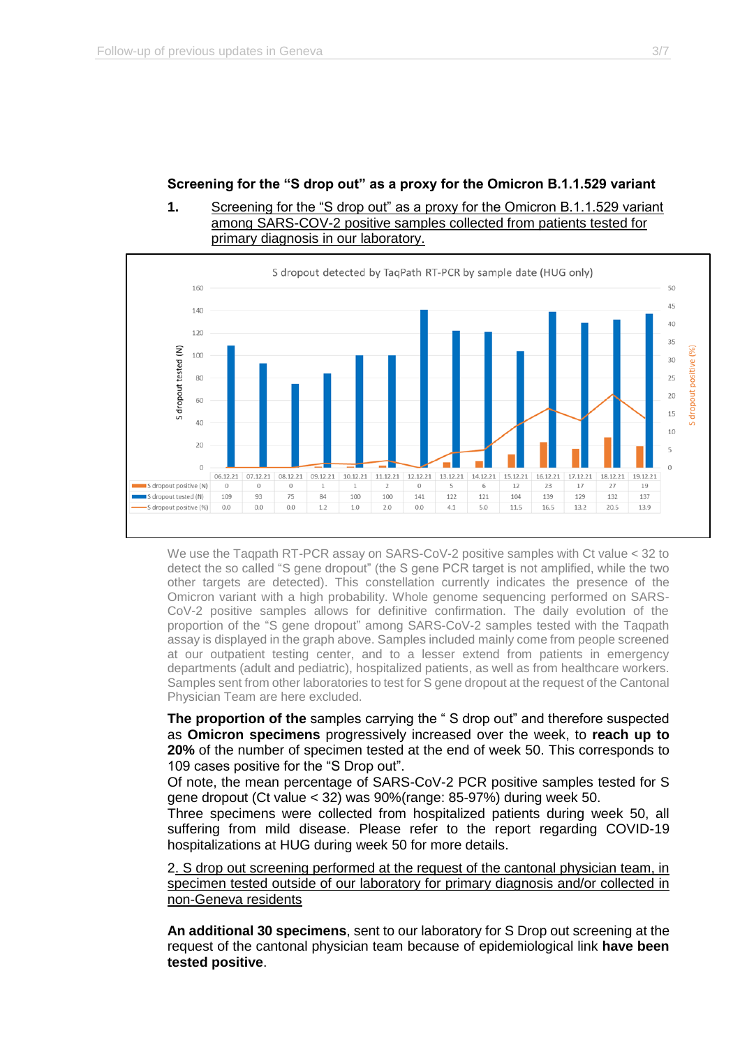**Screening for the "S drop out" as a proxy for the Omicron B.1.1.529 variant**

**1.** Screening for the "S drop out" as a proxy for the Omicron B.1.1.529 variant among SARS-COV-2 positive samples collected from patients tested for primary diagnosis in our laboratory.

S dropout detected by TaqPath RT-PCR by sample date (HUG only)

| | 06.12.21 | 07.12.21 | 08.12.21 | 09.12.21 | 10.12.21 | 11.12.21 | 12.12.21 | 13.12.21 | 14.12.21 | 15.12.21 | 16.12.21 | 17.12.21 | 18.12.21 | 19.12.21 |
|---|---|---|---|---|---|---|---|---|---|---|---|---|---|---|
| S dropout positive (N) | 0 | 0 | 0 | 1 | 1 | 2 | 0 | 5 | 6 | 12 | 23 | 17 | 27 | 19 |
| S dropout tested (N) | 109 | 93 | 75 | 84 | 100 | 100 | 141 | 122 | 121 | 104 | 139 | 129 | 132 | 137 |
| S dropout positive (%) | 0.0 | 0.0 | 0.0 | 1.2 | 1.0 | 2.0 | 0.0 | 4.1 | 5.0 | 11.5 | 16.5 | 13.2 | 20.5 | 13.9 |

We use the Taqpath RT-PCR assay on SARS-CoV-2 positive samples with Ct value < 32 to detect the so called "S gene dropout" (the S gene PCR target is not amplified, while the two other targets are detected). This constellation currently indicates the presence of the Omicron variant with a high probability. Whole genome sequencing performed on SARS-CoV-2 positive samples allows for definitive confirmation. The daily evolution of the proportion of the "S gene dropout" among SARS-CoV-2 samples tested with the Taqpath assay is displayed in the graph above. Samples included mainly come from people screened at our outpatient testing center, and to a lesser extend from patients in emergency departments (adult and pediatric), hospitalized patients, as well as from healthcare workers. Samples sent from other laboratories to test for S gene dropout at the request of the Cantonal Physician Team are here excluded.

**The proportion of the** samples carrying the " S drop out" and therefore suspected as **Omicron specimens** progressively increased over the week, to **reach up to 20%** of the number of specimen tested at the end of week 50. This corresponds to 109 cases positive for the "S Drop out".
Of note, the mean percentage of SARS-CoV-2 PCR positive samples tested for S gene dropout (Ct value < 32) was 90%(range: 85-97%) during week 50.
Three specimens were collected from hospitalized patients during week 50, all suffering from mild disease. Please refer to the report regarding COVID-19 hospitalizations at HUG during week 50 for more details.

2. S drop out screening performed at the request of the cantonal physician team, in specimen tested outside of our laboratory for primary diagnosis and/or collected in non-Geneva residents

**An additional 30 specimens**, sent to our laboratory for S Drop out screening at the request of the cantonal physician team because of epidemiological link **have been tested positive**.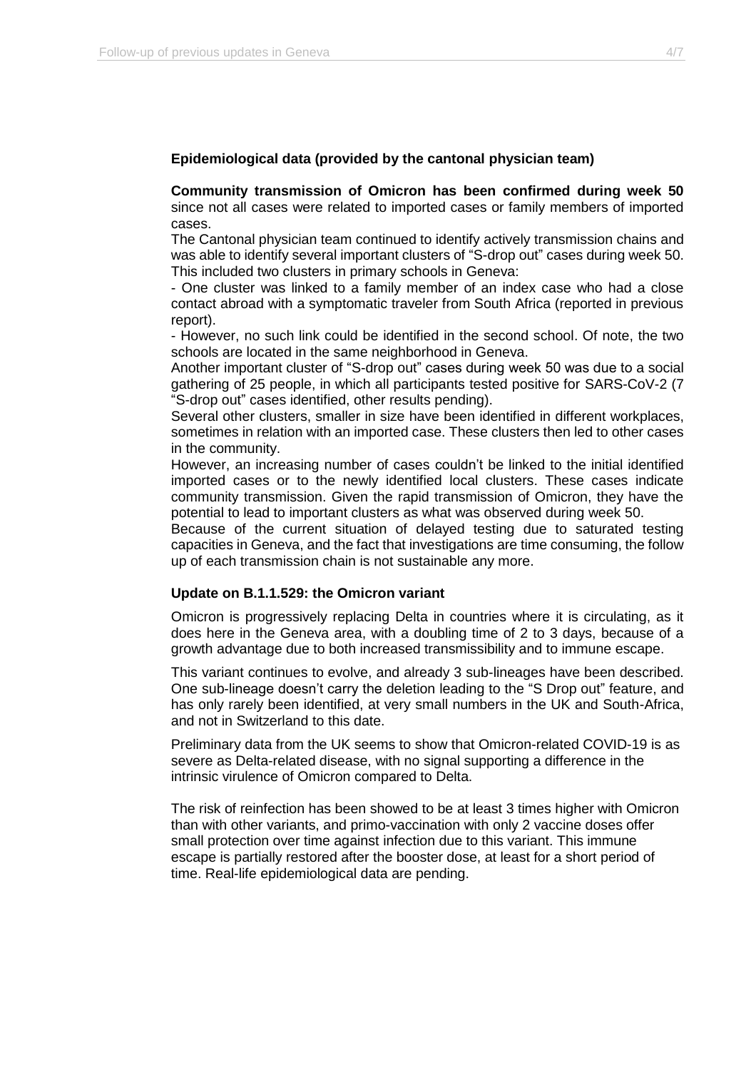**Epidemiological data (provided by the cantonal physician team)**

**Community transmission of Omicron has been confirmed during week 50** since not all cases were related to imported cases or family members of imported cases.

The Cantonal physician team continued to identify actively transmission chains and was able to identify several important clusters of “S-drop out” cases during week 50. This included two clusters in primary schools in Geneva:

- One cluster was linked to a family member of an index case who had a close contact abroad with a symptomatic traveler from South Africa (reported in previous report).
- However, no such link could be identified in the second school. Of note, the two schools are located in the same neighborhood in Geneva.

Another important cluster of “S-drop out” cases during week 50 was due to a social gathering of 25 people, in which all participants tested positive for SARS-CoV-2 (7 “S-drop out” cases identified, other results pending).

Several other clusters, smaller in size have been identified in different workplaces, sometimes in relation with an imported case. These clusters then led to other cases in the community.

However, an increasing number of cases couldn’t be linked to the initial identified imported cases or to the newly identified local clusters. These cases indicate community transmission. Given the rapid transmission of Omicron, they have the potential to lead to important clusters as what was observed during week 50.

Because of the current situation of delayed testing due to saturated testing capacities in Geneva, and the fact that investigations are time consuming, the follow up of each transmission chain is not sustainable any more.

**Update on B.1.1.529: the Omicron variant**

Omicron is progressively replacing Delta in countries where it is circulating, as it does here in the Geneva area, with a doubling time of 2 to 3 days, because of a growth advantage due to both increased transmissibility and to immune escape.

This variant continues to evolve, and already 3 sub-lineages have been described. One sub-lineage doesn’t carry the deletion leading to the “S Drop out” feature, and has only rarely been identified, at very small numbers in the UK and South-Africa, and not in Switzerland to this date.

Preliminary data from the UK seems to show that Omicron-related COVID-19 is as severe as Delta-related disease, with no signal supporting a difference in the intrinsic virulence of Omicron compared to Delta.

The risk of reinfection has been showed to be at least 3 times higher with Omicron than with other variants, and primo-vaccination with only 2 vaccine doses offer small protection over time against infection due to this variant. This immune escape is partially restored after the booster dose, at least for a short period of time. Real-life epidemiological data are pending.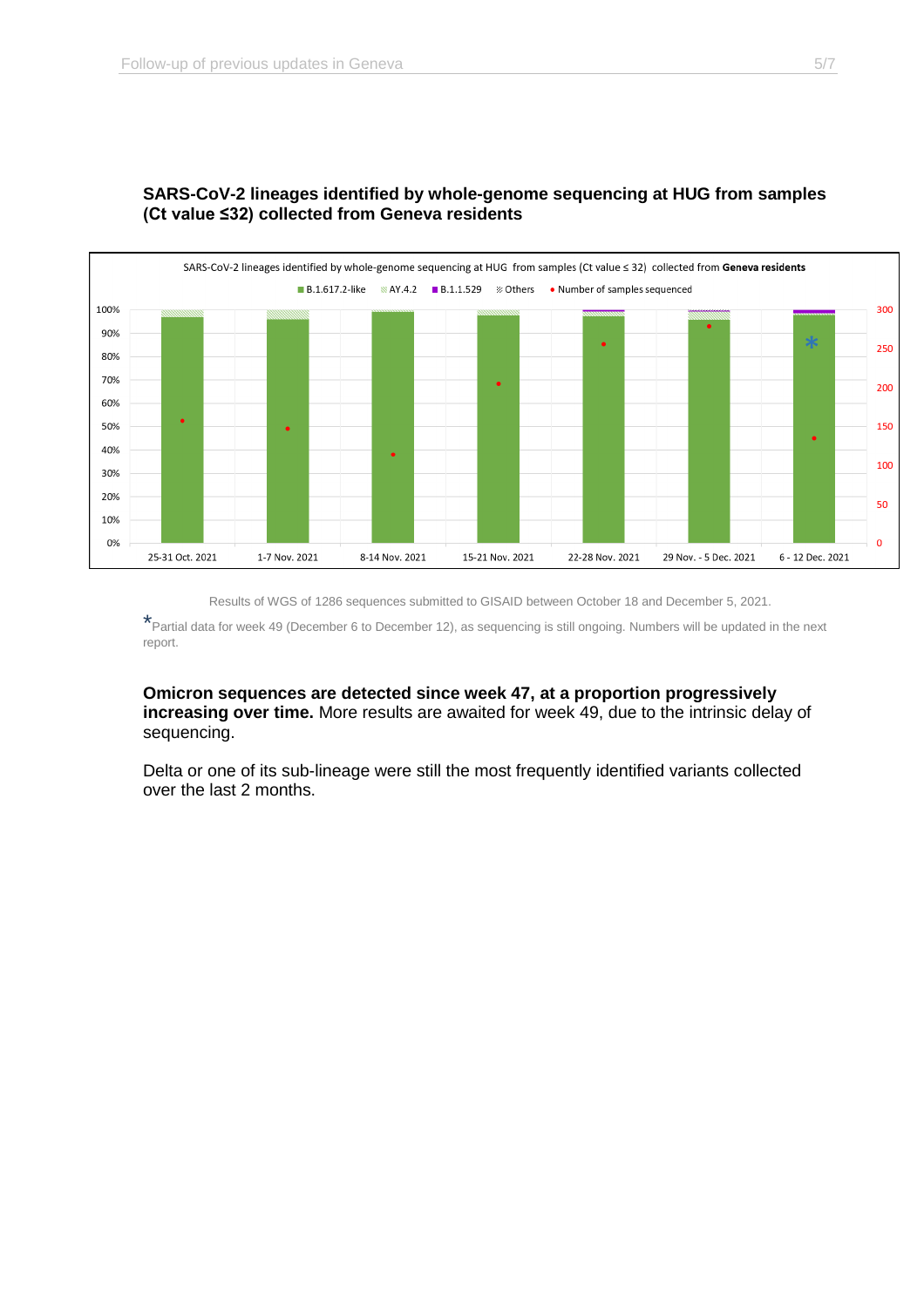**SARS-CoV-2 lineages identified by whole-genome sequencing at HUG from samples (Ct value ≤32) collected from Geneva residents**

SARS-CoV-2 lineages identified by whole-genome sequencing at HUG from samples (Ct value ≤ 32) collected from **Geneva residents**

B.1.617.2-like | AY.4.2 | B.1.1.529 | Others | Number of samples sequenced

25-31 Oct. 2021 | 1-7 Nov. 2021 | 8-14 Nov. 2021 | 15-21 Nov. 2021 | 22-28 Nov. 2021 | 29 Nov. - 5 Dec. 2021 | 6 - 12 Dec. 2021 *

Results of WGS of 1286 sequences submitted to GISAID between October 18 and December 5, 2021.

*Partial data for week 49 (December 6 to December 12), as sequencing is still ongoing. Numbers will be updated in the next report.

**Omicron sequences are detected since week 47, at a proportion progressively increasing over time.** More results are awaited for week 49, due to the intrinsic delay of sequencing.

Delta or one of its sub-lineage were still the most frequently identified variants collected over the last 2 months.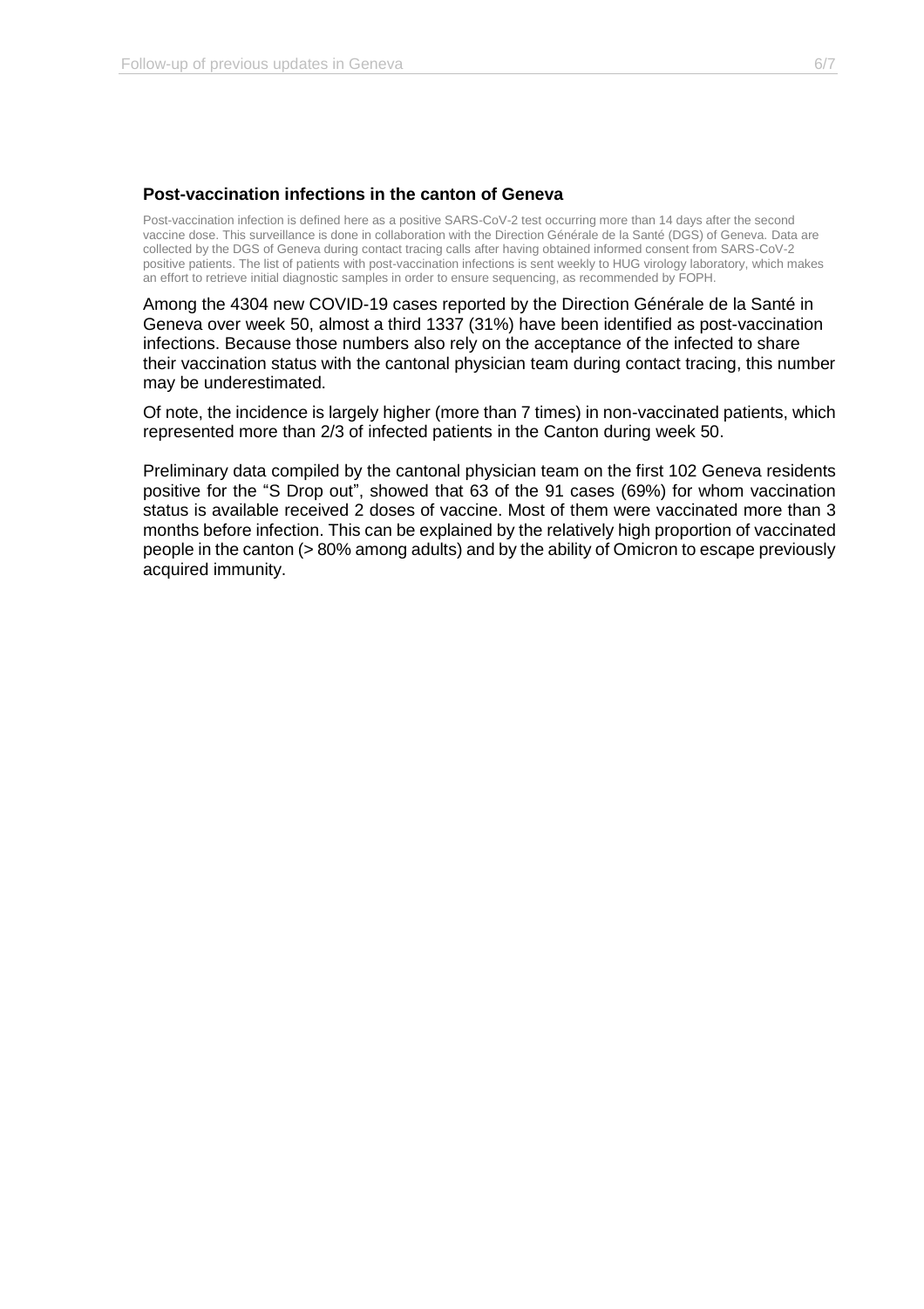### Post-vaccination infections in the canton of Geneva

Post-vaccination infection is defined here as a positive SARS-CoV-2 test occurring more than 14 days after the second vaccine dose. This surveillance is done in collaboration with the Direction Générale de la Santé (DGS) of Geneva. Data are collected by the DGS of Geneva during contact tracing calls after having obtained informed consent from SARS-CoV-2 positive patients. The list of patients with post-vaccination infections is sent weekly to HUG virology laboratory, which makes an effort to retrieve initial diagnostic samples in order to ensure sequencing, as recommended by FOPH.

Among the 4304 new COVID-19 cases reported by the Direction Générale de la Santé in Geneva over week 50, almost a third 1337 (31%) have been identified as post-vaccination infections. Because those numbers also rely on the acceptance of the infected to share their vaccination status with the cantonal physician team during contact tracing, this number may be underestimated.

Of note, the incidence is largely higher (more than 7 times) in non-vaccinated patients, which represented more than 2/3 of infected patients in the Canton during week 50.

Preliminary data compiled by the cantonal physician team on the first 102 Geneva residents positive for the "S Drop out", showed that 63 of the 91 cases (69%) for whom vaccination status is available received 2 doses of vaccine. Most of them were vaccinated more than 3 months before infection. This can be explained by the relatively high proportion of vaccinated people in the canton (> 80% among adults) and by the ability of Omicron to escape previously acquired immunity.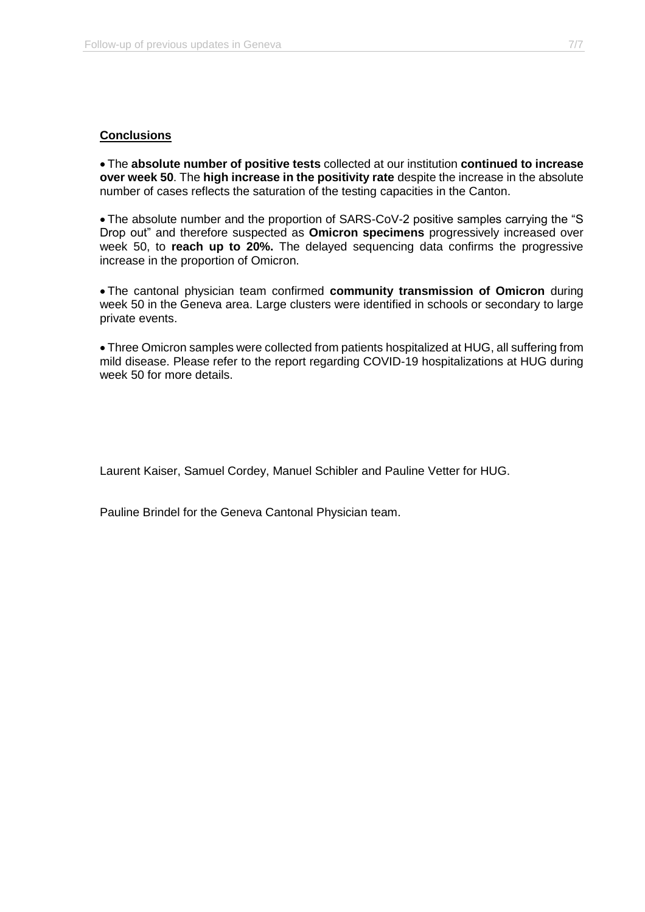**Conclusions**

- The **absolute number of positive tests** collected at our institution **continued to increase over week 50**. The **high increase in the positivity rate** despite the increase in the absolute number of cases reflects the saturation of the testing capacities in the Canton.

- The absolute number and the proportion of SARS-CoV-2 positive samples carrying the "S Drop out" and therefore suspected as **Omicron specimens** progressively increased over week 50, to **reach up to 20%.** The delayed sequencing data confirms the progressive increase in the proportion of Omicron.

- The cantonal physician team confirmed **community transmission of Omicron** during week 50 in the Geneva area. Large clusters were identified in schools or secondary to large private events.

- Three Omicron samples were collected from patients hospitalized at HUG, all suffering from mild disease. Please refer to the report regarding COVID-19 hospitalizations at HUG during week 50 for more details.

Laurent Kaiser, Samuel Cordey, Manuel Schibler and Pauline Vetter for HUG.

Pauline Brindel for the Geneva Cantonal Physician team.